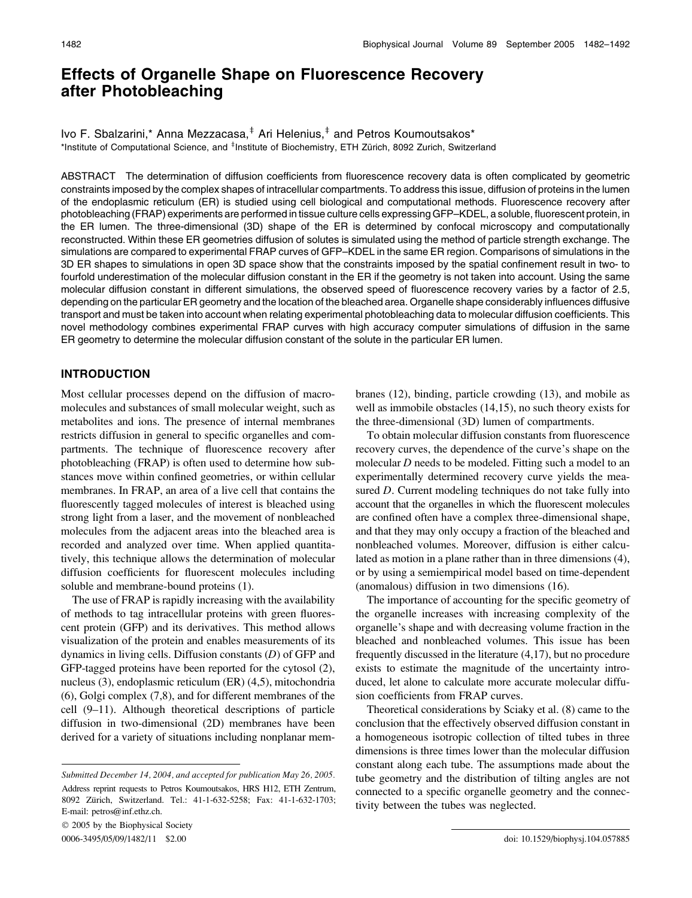# Effects of Organelle Shape on Fluorescence Recovery after Photobleaching

Ivo F. Sbalzarini,* Anna Mezzacasa,‡ Ari Helenius,‡ and Petros Koumoutsakos*

*Institute of Computational Science, and ‡Institute of Biochemistry, ETH Zürich, 8092 Zurich, Switzerland

ABSTRACT The determination of diffusion coefficients from fluorescence recovery data is often complicated by geometric constraints imposed by the complex shapes of intracellular compartments. To address this issue, diffusion of proteins in the lumen of the endoplasmic reticulum (ER) is studied using cell biological and computational methods. Fluorescence recovery after photobleaching (FRAP) experiments are performed in tissue culture cells expressing GFP–KDEL, a soluble, fluorescent protein, in the ER lumen. The three-dimensional (3D) shape of the ER is determined by confocal microscopy and computationally reconstructed. Within these ER geometries diffusion of solutes is simulated using the method of particle strength exchange. The simulations are compared to experimental FRAP curves of GFP–KDEL in the same ER region. Comparisons of simulations in the 3D ER shapes to simulations in open 3D space show that the constraints imposed by the spatial confinement result in two- to fourfold underestimation of the molecular diffusion constant in the ER if the geometry is not taken into account. Using the same molecular diffusion constant in different simulations, the observed speed of fluorescence recovery varies by a factor of 2.5, depending on the particular ER geometry and the location of the bleached area. Organelle shape considerably influences diffusive transport and must be taken into account when relating experimental photobleaching data to molecular diffusion coefficients. This novel methodology combines experimental FRAP curves with high accuracy computer simulations of diffusion in the same ER geometry to determine the molecular diffusion constant of the solute in the particular ER lumen.

## INTRODUCTION

Most cellular processes depend on the diffusion of macromolecules and substances of small molecular weight, such as metabolites and ions. The presence of internal membranes restricts diffusion in general to specific organelles and compartments. The technique of fluorescence recovery after photobleaching (FRAP) is often used to determine how substances move within confined geometries, or within cellular membranes. In FRAP, an area of a live cell that contains the fluorescently tagged molecules of interest is bleached using strong light from a laser, and the movement of nonbleached molecules from the adjacent areas into the bleached area is recorded and analyzed over time. When applied quantitatively, this technique allows the determination of molecular diffusion coefficients for fluorescent molecules including soluble and membrane-bound proteins (1).

The use of FRAP is rapidly increasing with the availability of methods to tag intracellular proteins with green fluorescent protein (GFP) and its derivatives. This method allows visualization of the protein and enables measurements of its dynamics in living cells. Diffusion constants ($D$) of GFP and GFP-tagged proteins have been reported for the cytosol (2), nucleus (3), endoplasmic reticulum (ER) (4,5), mitochondria (6), Golgi complex (7,8), and for different membranes of the cell (9–11). Although theoretical descriptions of particle diffusion in two-dimensional (2D) membranes have been derived for a variety of situations including nonplanar membranes (12), binding, particle crowding (13), and mobile as well as immobile obstacles (14,15), no such theory exists for the three-dimensional (3D) lumen of compartments.

To obtain molecular diffusion constants from fluorescence recovery curves, the dependence of the curve's shape on the molecular $D$ needs to be modeled. Fitting such a model to an experimentally determined recovery curve yields the measured $D$. Current modeling techniques do not take fully into account that the organelles in which the fluorescent molecules are confined often have a complex three-dimensional shape, and that they may only occupy a fraction of the bleached and nonbleached volumes. Moreover, diffusion is either calculated as motion in a plane rather than in three dimensions (4), or by using a semiempirical model based on time-dependent (anomalous) diffusion in two dimensions (16).

The importance of accounting for the specific geometry of the organelle increases with increasing complexity of the organelle's shape and with decreasing volume fraction in the bleached and nonbleached volumes. This issue has been frequently discussed in the literature (4,17), but no procedure exists to estimate the magnitude of the uncertainty introduced, let alone to calculate more accurate molecular diffusion coefficients from FRAP curves.

Theoretical considerations by Sciaky et al. (8) came to the conclusion that the effectively observed diffusion constant in a homogeneous isotropic collection of tilted tubes in three dimensions is three times lower than the molecular diffusion constant along each tube. The assumptions made about the tube geometry and the distribution of tilting angles are not connected to a specific organelle geometry and the connectivity between the tubes was neglected.

*Submitted December 14, 2004, and accepted for publication May 26, 2005.*

Address reprint requests to Petros Koumoutsakos, HRS H12, ETH Zentrum, 8092 Zürich, Switzerland. Tel.: 41-1-632-5258; Fax: 41-1-632-1703; E-mail: petros@inf.ethz.ch.

© 2005 by the Biophysical Society

0006-3495/05/09/1482/11 $2.00

doi: 10.1529/biophysj.104.057885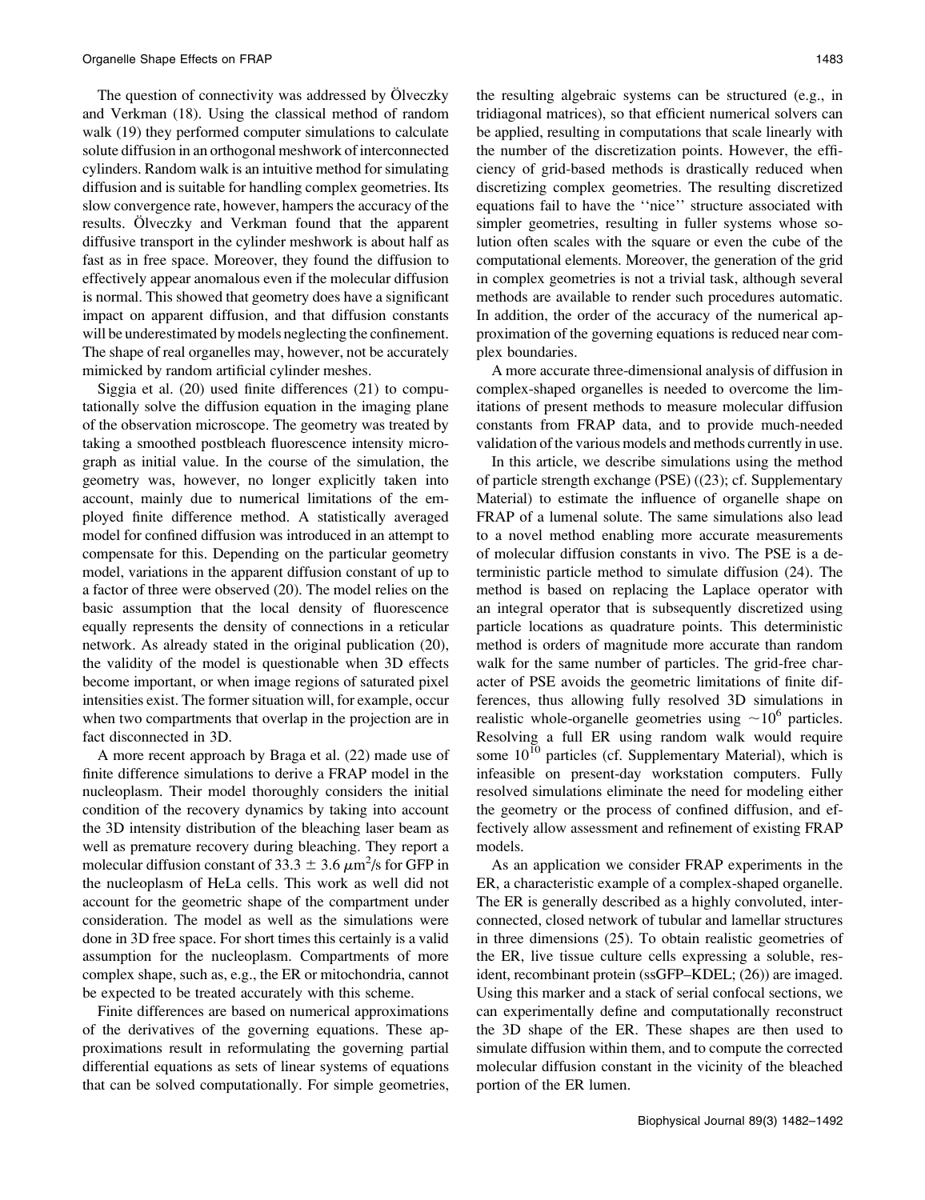The question of connectivity was addressed by Ölveczky and Verkman (18). Using the classical method of random walk (19) they performed computer simulations to calculate solute diffusion in an orthogonal meshwork of interconnected cylinders. Random walk is an intuitive method for simulating diffusion and is suitable for handling complex geometries. Its slow convergence rate, however, hampers the accuracy of the results. Ölveczky and Verkman found that the apparent diffusive transport in the cylinder meshwork is about half as fast as in free space. Moreover, they found the diffusion to effectively appear anomalous even if the molecular diffusion is normal. This showed that geometry does have a significant impact on apparent diffusion, and that diffusion constants will be underestimated by models neglecting the confinement. The shape of real organelles may, however, not be accurately mimicked by random artificial cylinder meshes.

Siggia et al. (20) used finite differences (21) to computationally solve the diffusion equation in the imaging plane of the observation microscope. The geometry was treated by taking a smoothed postbleach fluorescence intensity micrograph as initial value. In the course of the simulation, the geometry was, however, no longer explicitly taken into account, mainly due to numerical limitations of the employed finite difference method. A statistically averaged model for confined diffusion was introduced in an attempt to compensate for this. Depending on the particular geometry model, variations in the apparent diffusion constant of up to a factor of three were observed (20). The model relies on the basic assumption that the local density of fluorescence equally represents the density of connections in a reticular network. As already stated in the original publication (20), the validity of the model is questionable when 3D effects become important, or when image regions of saturated pixel intensities exist. The former situation will, for example, occur when two compartments that overlap in the projection are in fact disconnected in 3D.

A more recent approach by Braga et al. (22) made use of finite difference simulations to derive a FRAP model in the nucleoplasm. Their model thoroughly considers the initial condition of the recovery dynamics by taking into account the 3D intensity distribution of the bleaching laser beam as well as premature recovery during bleaching. They report a molecular diffusion constant of $33.3 \pm 3.6\ \mu m^2/s$ for GFP in the nucleoplasm of HeLa cells. This work as well did not account for the geometric shape of the compartment under consideration. The model as well as the simulations were done in 3D free space. For short times this certainly is a valid assumption for the nucleoplasm. Compartments of more complex shape, such as, e.g., the ER or mitochondria, cannot be expected to be treated accurately with this scheme.

Finite differences are based on numerical approximations of the derivatives of the governing equations. These approximations result in reformulating the governing partial differential equations as sets of linear systems of equations that can be solved computationally. For simple geometries, the resulting algebraic systems can be structured (e.g., in tridiagonal matrices), so that efficient numerical solvers can be applied, resulting in computations that scale linearly with the number of the discretization points. However, the efficiency of grid-based methods is drastically reduced when discretizing complex geometries. The resulting discretized equations fail to have the ''nice'' structure associated with simpler geometries, resulting in fuller systems whose solution often scales with the square or even the cube of the computational elements. Moreover, the generation of the grid in complex geometries is not a trivial task, although several methods are available to render such procedures automatic. In addition, the order of the accuracy of the numerical approximation of the governing equations is reduced near complex boundaries.

A more accurate three-dimensional analysis of diffusion in complex-shaped organelles is needed to overcome the limitations of present methods to measure molecular diffusion constants from FRAP data, and to provide much-needed validation of the various models and methods currently in use.

In this article, we describe simulations using the method of particle strength exchange (PSE) ((23); cf. Supplementary Material) to estimate the influence of organelle shape on FRAP of a lumenal solute. The same simulations also lead to a novel method enabling more accurate measurements of molecular diffusion constants in vivo. The PSE is a deterministic particle method to simulate diffusion (24). The method is based on replacing the Laplace operator with an integral operator that is subsequently discretized using particle locations as quadrature points. This deterministic method is orders of magnitude more accurate than random walk for the same number of particles. The grid-free character of PSE avoids the geometric limitations of finite differences, thus allowing fully resolved 3D simulations in realistic whole-organelle geometries using $\sim 10^6$ particles. Resolving a full ER using random walk would require some $10^{10}$ particles (cf. Supplementary Material), which is infeasible on present-day workstation computers. Fully resolved simulations eliminate the need for modeling either the geometry or the process of confined diffusion, and effectively allow assessment and refinement of existing FRAP models.

As an application we consider FRAP experiments in the ER, a characteristic example of a complex-shaped organelle. The ER is generally described as a highly convoluted, interconnected, closed network of tubular and lamellar structures in three dimensions (25). To obtain realistic geometries of the ER, live tissue culture cells expressing a soluble, resident, recombinant protein (ssGFP–KDEL; (26)) are imaged. Using this marker and a stack of serial confocal sections, we can experimentally define and computationally reconstruct the 3D shape of the ER. These shapes are then used to simulate diffusion within them, and to compute the corrected molecular diffusion constant in the vicinity of the bleached portion of the ER lumen.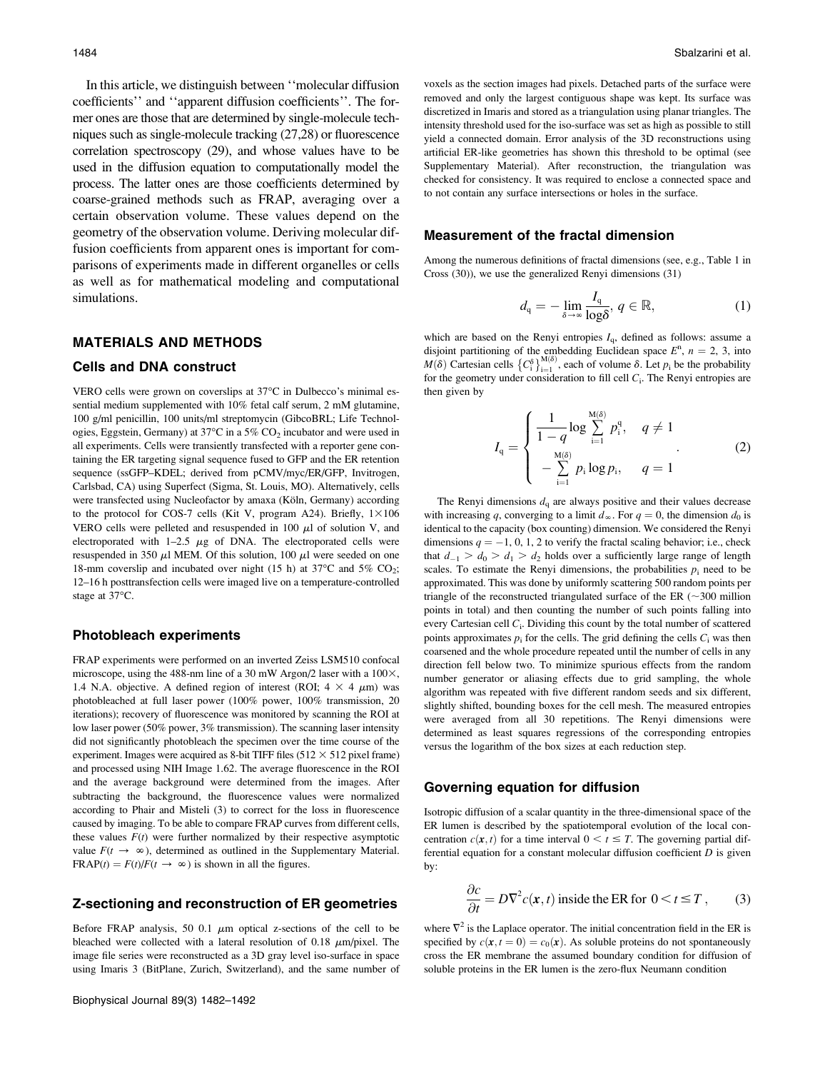In this article, we distinguish between ''molecular diffusion coefficients'' and ''apparent diffusion coefficients''. The former ones are those that are determined by single-molecule techniques such as single-molecule tracking (27,28) or fluorescence correlation spectroscopy (29), and whose values have to be used in the diffusion equation to computationally model the process. The latter ones are those coefficients determined by coarse-grained methods such as FRAP, averaging over a certain observation volume. These values depend on the geometry of the observation volume. Deriving molecular diffusion coefficients from apparent ones is important for comparisons of experiments made in different organelles or cells as well as for mathematical modeling and computational simulations.

## MATERIALS AND METHODS

### Cells and DNA construct

VERO cells were grown on coverslips at 37°C in Dulbecco's minimal essential medium supplemented with 10% fetal calf serum, 2 mM glutamine, 100 g/ml penicillin, 100 units/ml streptomycin (GibcoBRL; Life Technologies, Eggstein, Germany) at 37°C in a 5% $CO_2$ incubator and were used in all experiments. Cells were transiently transfected with a reporter gene containing the ER targeting signal sequence fused to GFP and the ER retention sequence (ssGFP–KDEL; derived from pCMV/myc/ER/GFP, Invitrogen, Carlsbad, CA) using Superfect (Sigma, St. Louis, MO). Alternatively, cells were transfected using Nucleofactor by amaxa (Köln, Germany) according to the protocol for COS-7 cells (Kit V, program A24). Briefly, $1 \times 106$ VERO cells were pelleted and resuspended in 100 $\mu$l of solution V, and electroporated with 1–2.5 $\mu$g of DNA. The electroporated cells were resuspended in 350 $\mu$l MEM. Of this solution, 100 $\mu$l were seeded on one 18-mm coverslip and incubated over night (15 h) at 37°C and 5% $CO_2$; 12–16 h posttransfection cells were imaged live on a temperature-controlled stage at 37°C.

### Photobleach experiments

FRAP experiments were performed on an inverted Zeiss LSM510 confocal microscope, using the 488-nm line of a 30 mW Argon/2 laser with a 100×, 1.4 N.A. objective. A defined region of interest (ROI; $4 \times 4$ $\mu$m) was photobleached at full laser power (100% power, 100% transmission, 20 iterations); recovery of fluorescence was monitored by scanning the ROI at low laser power (50% power, 3% transmission). The scanning laser intensity did not significantly photobleach the specimen over the time course of the experiment. Images were acquired as 8-bit TIFF files ($512 \times 512$ pixel frame) and processed using NIH Image 1.62. The average fluorescence in the ROI and the average background were determined from the images. After subtracting the background, the fluorescence values were normalized according to Phair and Misteli (3) to correct for the loss in fluorescence caused by imaging. To be able to compare FRAP curves from different cells, these values $F(t)$ were further normalized by their respective asymptotic value $F(t \rightarrow \infty)$, determined as outlined in the Supplementary Material. $\mathrm{FRAP}(t) = F(t)/F(t \rightarrow \infty)$ is shown in all the figures.

### Z-sectioning and reconstruction of ER geometries

Before FRAP analysis, 50 0.1 $\mu$m optical z-sections of the cell to be bleached were collected with a lateral resolution of 0.18 $\mu$m/pixel. The image file series were reconstructed as a 3D gray level iso-surface in space using Imaris 3 (BitPlane, Zurich, Switzerland), and the same number of voxels as the section images had pixels. Detached parts of the surface were removed and only the largest contiguous shape was kept. Its surface was discretized in Imaris and stored as a triangulation using planar triangles. The intensity threshold used for the iso-surface was set as high as possible to still yield a connected domain. Error analysis of the 3D reconstructions using artificial ER-like geometries has shown this threshold to be optimal (see Supplementary Material). After reconstruction, the triangulation was checked for consistency. It was required to enclose a connected space and to not contain any surface intersections or holes in the surface.

### Measurement of the fractal dimension

Among the numerous definitions of fractal dimensions (see, e.g., Table 1 in Cross (30)), we use the generalized Renyi dimensions (31)

$$d_q = -\lim_{\delta \to \infty} \frac{I_q}{\log \delta}, \; q \in \mathbb{R}, \tag{1}$$

which are based on the Renyi entropies $I_q$, defined as follows: assume a disjoint partitioning of the embedding Euclidean space $E^n$, $n = 2, 3$, into $M(\delta)$ Cartesian cells $\{C_i^\delta\}_{i=1}^{M(\delta)}$, each of volume $\delta$. Let $p_i$ be the probability for the geometry under consideration to fill cell $C_i$. The Renyi entropies are then given by

$$I_q = \begin{cases} \dfrac{1}{1-q} \log \displaystyle\sum_{i=1}^{M(\delta)} p_i^q, & q \neq 1 \\ -\displaystyle\sum_{i=1}^{M(\delta)} p_i \log p_i, & q = 1 \end{cases}. \tag{2}$$

The Renyi dimensions $d_q$ are always positive and their values decrease with increasing $q$, converging to a limit $d_\infty$. For $q = 0$, the dimension $d_0$ is identical to the capacity (box counting) dimension. We considered the Renyi dimensions $q = -1, 0, 1, 2$ to verify the fractal scaling behavior; i.e., check that $d_{-1} > d_0 > d_1 > d_2$ holds over a sufficiently large range of length scales. To estimate the Renyi dimensions, the probabilities $p_i$ need to be approximated. This was done by uniformly scattering 500 random points per triangle of the reconstructed triangulated surface of the ER (~300 million points in total) and then counting the number of such points falling into every Cartesian cell $C_i$. Dividing this count by the total number of scattered points approximates $p_i$ for the cells. The grid defining the cells $C_i$ was then coarsened and the whole procedure repeated until the number of cells in any direction fell below two. To minimize spurious effects from the random number generator or aliasing effects due to grid sampling, the whole algorithm was repeated with five different random seeds and six different, slightly shifted, bounding boxes for the cell mesh. The measured entropies were averaged from all 30 repetitions. The Renyi dimensions were determined as least squares regressions of the corresponding entropies versus the logarithm of the box sizes at each reduction step.

### Governing equation for diffusion

Isotropic diffusion of a scalar quantity in the three-dimensional space of the ER lumen is described by the spatiotemporal evolution of the local concentration $c(\mathbf{x}, t)$ for a time interval $0 < t \leq T$. The governing partial differential equation for a constant molecular diffusion coefficient $D$ is given by:

$$\frac{\partial c}{\partial t} = D \nabla^2 c(\mathbf{x}, t) \text{ inside the ER for } 0 < t \leq T, \tag{3}$$

where $\nabla^2$ is the Laplace operator. The initial concentration field in the ER is specified by $c(\mathbf{x}, t = 0) = c_0(\mathbf{x})$. As soluble proteins do not spontaneously cross the ER membrane the assumed boundary condition for diffusion of soluble proteins in the ER lumen is the zero-flux Neumann condition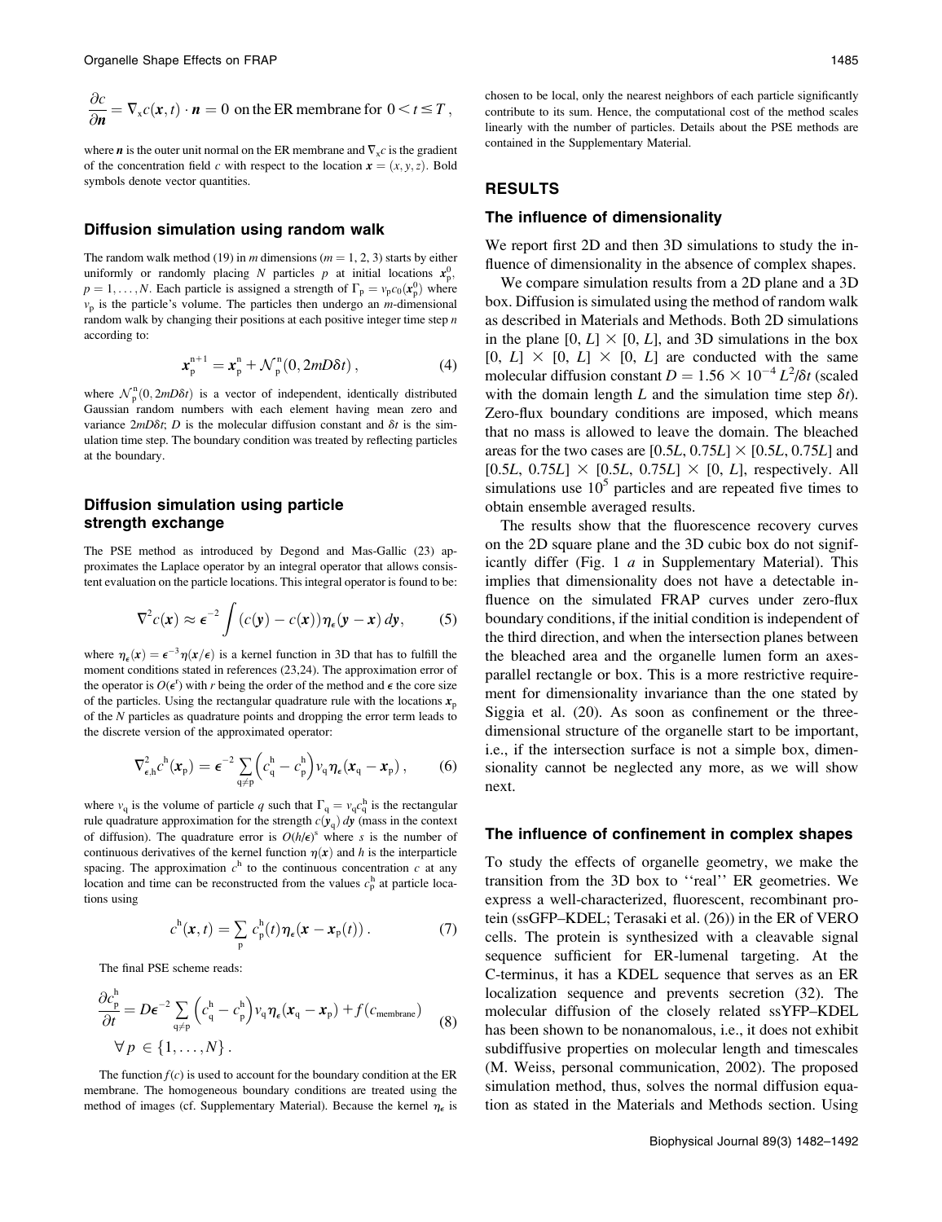$$\frac{\partial c}{\partial \boldsymbol{n}} = \nabla_x c(\boldsymbol{x}, t) \cdot \boldsymbol{n} = 0 \text{ on the ER membrane for } 0 < t \leq T,$$

where $\boldsymbol{n}$ is the outer unit normal on the ER membrane and $\nabla_x c$ is the gradient of the concentration field $c$ with respect to the location $\boldsymbol{x} = (x, y, z)$. Bold symbols denote vector quantities.

### Diffusion simulation using random walk

The random walk method (19) in $m$ dimensions ($m = 1, 2, 3$) starts by either uniformly or randomly placing $N$ particles $p$ at initial locations $\boldsymbol{x}_p^0$, $p = 1, \ldots, N$. Each particle is assigned a strength of $\Gamma_p = v_p c_0(\boldsymbol{x}_p^0)$ where $v_p$ is the particle's volume. The particles then undergo an $m$-dimensional random walk by changing their positions at each positive integer time step $n$ according to:

$$\boldsymbol{x}_p^{n+1} = \boldsymbol{x}_p^n + \mathcal{N}_p^n(0, 2mD\delta t), \tag{4}$$

where $\mathcal{N}_p^n(0, 2mD\delta t)$ is a vector of independent, identically distributed Gaussian random numbers with each element having mean zero and variance $2mD\delta t$; $D$ is the molecular diffusion constant and $\delta t$ is the simulation time step. The boundary condition was treated by reflecting particles at the boundary.

### Diffusion simulation using particle strength exchange

The PSE method as introduced by Degond and Mas-Gallic (23) approximates the Laplace operator by an integral operator that allows consistent evaluation on the particle locations. This integral operator is found to be:

$$\nabla^2 c(\boldsymbol{x}) \approx \epsilon^{-2} \int (c(\boldsymbol{y}) - c(\boldsymbol{x}))\eta_\epsilon(\boldsymbol{y} - \boldsymbol{x})\, d\boldsymbol{y}, \tag{5}$$

where $\eta_\epsilon(\boldsymbol{x}) = \epsilon^{-3}\eta(\boldsymbol{x}/\epsilon)$ is a kernel function in 3D that has to fulfill the moment conditions stated in references (23,24). The approximation error of the operator is $O(\epsilon^r)$ with $r$ being the order of the method and $\epsilon$ the core size of the particles. Using the rectangular quadrature rule with the locations $\boldsymbol{x}_p$ of the $N$ particles as quadrature points and dropping the error term leads to the discrete version of the approximated operator:

$$\nabla^2_{\epsilon,h} c^h(\boldsymbol{x}_p) = \epsilon^{-2} \sum_{q \neq p} \left(c_q^h - c_p^h\right) v_q \eta_\epsilon(\boldsymbol{x}_q - \boldsymbol{x}_p), \tag{6}$$

where $v_q$ is the volume of particle $q$ such that $\Gamma_q = v_q c_q^h$ is the rectangular rule quadrature approximation for the strength $c(\boldsymbol{y}_q)\, d\boldsymbol{y}$ (mass in the context of diffusion). The quadrature error is $O(h/\epsilon)^s$ where $s$ is the number of continuous derivatives of the kernel function $\eta(\boldsymbol{x})$ and $h$ is the interparticle spacing. The approximation $c^h$ to the continuous concentration $c$ at any location and time can be reconstructed from the values $c_p^h$ at particle locations using

$$c^h(\boldsymbol{x}, t) = \sum_p c_p^h(t) \eta_\epsilon(\boldsymbol{x} - \boldsymbol{x}_p(t)). \tag{7}$$

The final PSE scheme reads:

$$\frac{\partial c_p^h}{\partial t} = D\epsilon^{-2} \sum_{q \neq p} \left(c_q^h - c_p^h\right) v_q \eta_\epsilon(\boldsymbol{x}_q - \boldsymbol{x}_p) + f(c_{\text{membrane}}) \quad \forall\, p \in \{1, \ldots, N\}. \tag{8}$$

The function $f(c)$ is used to account for the boundary condition at the ER membrane. The homogeneous boundary conditions are treated using the method of images (cf. Supplementary Material). Because the kernel $\eta_\epsilon$ is chosen to be local, only the nearest neighbors of each particle significantly contribute to its sum. Hence, the computational cost of the method scales linearly with the number of particles. Details about the PSE methods are contained in the Supplementary Material.

## RESULTS

### The influence of dimensionality

We report first 2D and then 3D simulations to study the influence of dimensionality in the absence of complex shapes.

We compare simulation results from a 2D plane and a 3D box. Diffusion is simulated using the method of random walk as described in Materials and Methods. Both 2D simulations in the plane $[0, L] \times [0, L]$, and 3D simulations in the box $[0, L] \times [0, L] \times [0, L]$ are conducted with the same molecular diffusion constant $D = 1.56 \times 10^{-4}\, L^2/\delta t$ (scaled with the domain length $L$ and the simulation time step $\delta t$). Zero-flux boundary conditions are imposed, which means that no mass is allowed to leave the domain. The bleached areas for the two cases are $[0.5L, 0.75L] \times [0.5L, 0.75L]$ and $[0.5L, 0.75L] \times [0.5L, 0.75L] \times [0, L]$, respectively. All simulations use $10^5$ particles and are repeated five times to obtain ensemble averaged results.

The results show that the fluorescence recovery curves on the 2D square plane and the 3D cubic box do not significantly differ (Fig. 1 *a* in Supplementary Material). This implies that dimensionality does not have a detectable influence on the simulated FRAP curves under zero-flux boundary conditions, if the initial condition is independent of the third direction, and when the intersection planes between the bleached area and the organelle lumen form an axes-parallel rectangle or box. This is a more restrictive requirement for dimensionality invariance than the one stated by Siggia et al. (20). As soon as confinement or the three-dimensional structure of the organelle start to be important, i.e., if the intersection surface is not a simple box, dimensionality cannot be neglected any more, as we will show next.

### The influence of confinement in complex shapes

To study the effects of organelle geometry, we make the transition from the 3D box to ''real'' ER geometries. We express a well-characterized, fluorescent, recombinant protein (ssGFP–KDEL; Terasaki et al. (26)) in the ER of VERO cells. The protein is synthesized with a cleavable signal sequence sufficient for ER-lumenal targeting. At the C-terminus, it has a KDEL sequence that serves as an ER localization sequence and prevents secretion (32). The molecular diffusion of the closely related ssYFP–KDEL has been shown to be nonanomalous, i.e., it does not exhibit subdiffusive properties on molecular length and timescales (M. Weiss, personal communication, 2002). The proposed simulation method, thus, solves the normal diffusion equation as stated in the Materials and Methods section. Using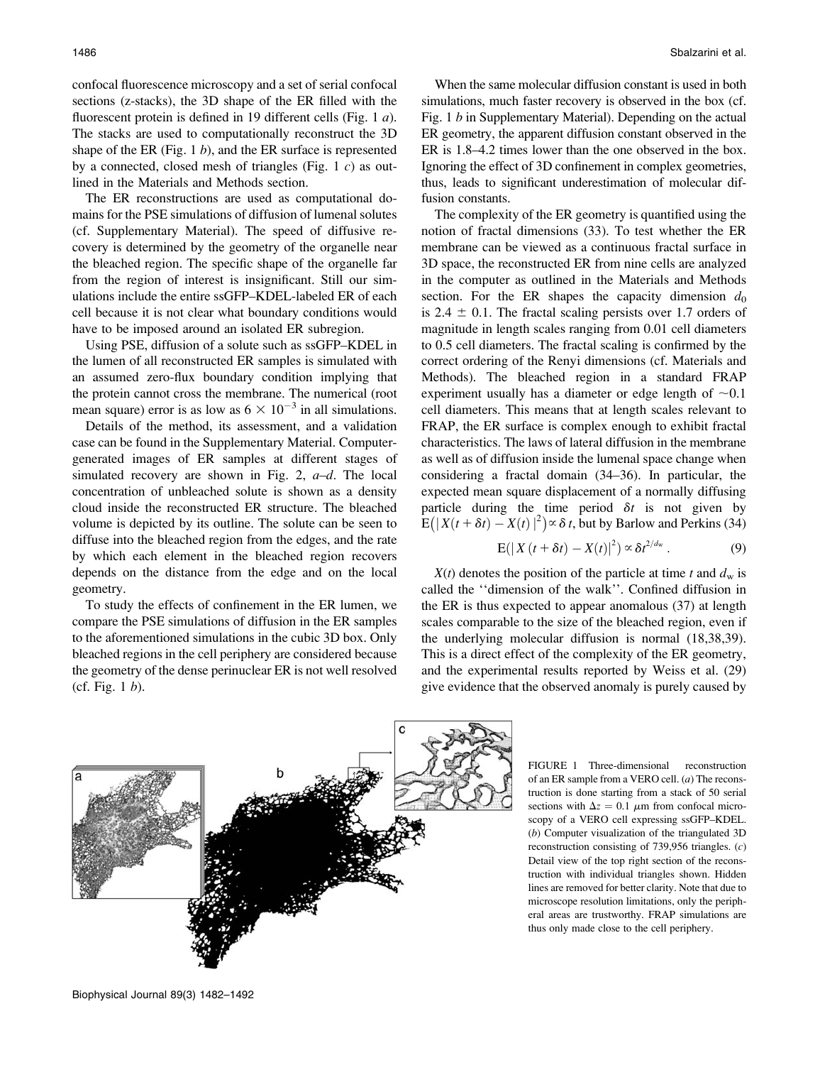confocal fluorescence microscopy and a set of serial confocal sections (z-stacks), the 3D shape of the ER filled with the fluorescent protein is defined in 19 different cells (Fig. 1 *a*). The stacks are used to computationally reconstruct the 3D shape of the ER (Fig. 1 *b*), and the ER surface is represented by a connected, closed mesh of triangles (Fig. 1 *c*) as outlined in the Materials and Methods section.

The ER reconstructions are used as computational domains for the PSE simulations of diffusion of lumenal solutes (cf. Supplementary Material). The speed of diffusive recovery is determined by the geometry of the organelle near the bleached region. The specific shape of the organelle far from the region of interest is insignificant. Still our simulations include the entire ssGFP–KDEL-labeled ER of each cell because it is not clear what boundary conditions would have to be imposed around an isolated ER subregion.

Using PSE, diffusion of a solute such as ssGFP–KDEL in the lumen of all reconstructed ER samples is simulated with an assumed zero-flux boundary condition implying that the protein cannot cross the membrane. The numerical (root mean square) error is as low as $6 \times 10^{-3}$ in all simulations.

Details of the method, its assessment, and a validation case can be found in the Supplementary Material. Computer-generated images of ER samples at different stages of simulated recovery are shown in Fig. 2, *a–d*. The local concentration of unbleached solute is shown as a density cloud inside the reconstructed ER structure. The bleached volume is depicted by its outline. The solute can be seen to diffuse into the bleached region from the edges, and the rate by which each element in the bleached region recovers depends on the distance from the edge and on the local geometry.

To study the effects of confinement in the ER lumen, we compare the PSE samples of diffusion in the ER samples to the aforementioned simulations in the cubic 3D box. Only bleached regions in the cell periphery are considered because the geometry of the dense perinuclear ER is not well resolved (cf. Fig. 1 *b*).

When the same molecular diffusion constant is used in both simulations, much faster recovery is observed in the box (cf. Fig. 1 *b* in Supplementary Material). Depending on the actual ER geometry, the apparent diffusion constant observed in the ER is 1.8–4.2 times lower than the one observed in the box. Ignoring the effect of 3D confinement in complex geometries, thus, leads to significant underestimation of molecular diffusion constants.

The complexity of the ER geometry is quantified using the notion of fractal dimensions (33). To test whether the ER membrane can be viewed as a continuous fractal surface in 3D space, the reconstructed ER from nine cells are analyzed in the computer as outlined in the Materials and Methods section. For the ER shapes the capacity dimension $d_0$ is $2.4 \pm 0.1$. The fractal scaling persists over 1.7 orders of magnitude in length scales ranging from 0.01 cell diameters to 0.5 cell diameters. The fractal scaling is confirmed by the correct ordering of the Renyi dimensions (cf. Materials and Methods). The bleached region in a standard FRAP experiment usually has a diameter or edge length of ~0.1 cell diameters. This means that at length scales relevant to FRAP, the ER surface is complex enough to exhibit fractal characteristics. The laws of lateral diffusion in the membrane as well as of diffusion inside the lumenal space change when considering a fractal domain (34–36). In particular, the expected mean square displacement of a normally diffusing particle during the time period $\delta t$ is not given by $\mathrm{E}(|X(t+\delta t) - X(t)|^2) \propto \delta t$, but by Barlow and Perkins (34)

$$\mathrm{E}(|X(t+\delta t) - X(t)|^2) \propto \delta t^{2/d_w}. \tag{9}$$

$X(t)$ denotes the position of the particle at time $t$ and $d_w$ is called the ''dimension of the walk''. Confined diffusion in the ER is thus expected to appear anomalous (37) at length scales comparable to the size of the bleached region, even if the underlying molecular diffusion is normal (18,38,39). This is a direct effect of the complexity of the ER geometry, and the experimental results reported by Weiss et al. (29) give evidence that the observed anomaly is purely caused by

FIGURE 1 Three-dimensional reconstruction of an ER sample from a VERO cell. (*a*) The reconstruction is done starting from a stack of 50 serial sections with $\Delta z = 0.1$ μm from confocal microscopy of a VERO cell expressing ssGFP–KDEL. (*b*) Computer visualization of the triangulated 3D reconstruction consisting of 739,956 triangles. (*c*) Detail view of the top right section of the reconstruction with individual triangles shown. Hidden lines are removed for better clarity. Note that due to microscope resolution limitations, only the peripheral areas are trustworthy. FRAP simulations are thus only made close to the cell periphery.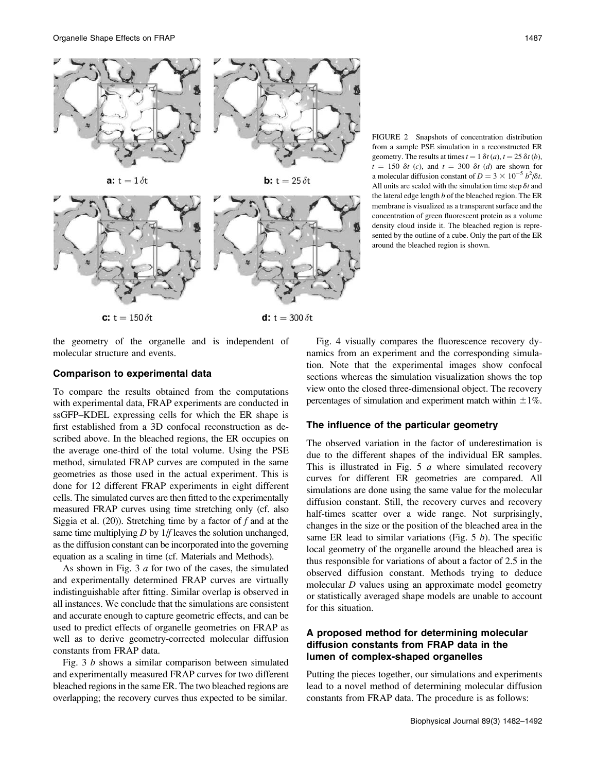a: $t = 1\,\delta t$

b: $t = 25\,\delta t$

c: $t = 150\,\delta t$

d: $t = 300\,\delta t$

FIGURE 2 Snapshots of concentration distribution from a sample PSE simulation in a reconstructed ER geometry. The results at times $t = 1\,\delta t$ (*a*), $t = 25\,\delta t$ (*b*), $t = 150\,\delta t$ (*c*), and $t = 300\,\delta t$ (*d*) are shown for a molecular diffusion constant of $D = 3 \times 10^{-5}\,b^2/\delta t$. All units are scaled with the simulation time step $\delta t$ and the lateral edge length $b$ of the bleached region. The ER membrane is visualized as a transparent surface and the concentration of green fluorescent protein as a volume density cloud inside it. The bleached region is represented by the outline of a cube. Only the part of the ER around the bleached region is shown.

the geometry of the organelle and is independent of molecular structure and events.

### Comparison to experimental data

To compare the results obtained from the computations with experimental data, FRAP experiments are conducted in ssGFP–KDEL expressing cells for which the ER shape is first established from a 3D confocal reconstruction as described above. In the bleached regions, the ER occupies on the average one-third of the total volume. Using the PSE method, simulated FRAP curves are computed in the same geometries as those used in the actual experiment. This is done for 12 different FRAP experiments in eight different cells. The simulated curves are then fitted to the experimentally measured FRAP curves using time stretching only (cf. also Siggia et al. (20)). Stretching time by a factor of $f$ and at the same time multiplying $D$ by $1/f$ leaves the solution unchanged, as the diffusion constant can be incorporated into the governing equation as a scaling in time (cf. Materials and Methods).

As shown in Fig. 3 *a* for two of the cases, the simulated and experimentally determined FRAP curves are virtually indistinguishable after fitting. Similar overlap is observed in all instances. We conclude that the simulations are consistent and accurate enough to capture geometric effects, and can be used to predict effects of organelle geometries on FRAP as well as to derive geometry-corrected molecular diffusion constants from FRAP data.

Fig. 3 *b* shows a similar comparison between simulated and experimentally measured FRAP curves for two different bleached regions in the same ER. The two bleached regions are overlapping; the recovery curves thus expected to be similar.

Fig. 4 visually compares the fluorescence recovery dynamics from an experiment and the corresponding simulation. Note that the experimental images show confocal sections whereas the simulation visualization shows the top view onto the closed three-dimensional object. The recovery percentages of simulation and experiment match within $\pm 1\%$.

### The influence of the particular geometry

The observed variation in the factor of underestimation is due to the different shapes of the individual ER samples. This is illustrated in Fig. 5 *a* where simulated recovery curves for different ER geometries are compared. All simulations are done using the same value for the molecular diffusion constant. Still, the recovery curves and recovery half-times scatter over a wide range. Not surprisingly, changes in the size or the position of the bleached area in the same ER lead to similar variations (Fig. 5 *b*). The specific local geometry of the organelle around the bleached area is thus responsible for variations of about a factor of 2.5 in the observed diffusion constant. Methods trying to deduce molecular $D$ values using an approximate model geometry or statistically averaged shape models are unable to account for this situation.

### A proposed method for determining molecular diffusion constants from FRAP data in the lumen of complex-shaped organelles

Putting the pieces together, our simulations and experiments lead to a novel method of determining molecular diffusion constants from FRAP data. The procedure is as follows: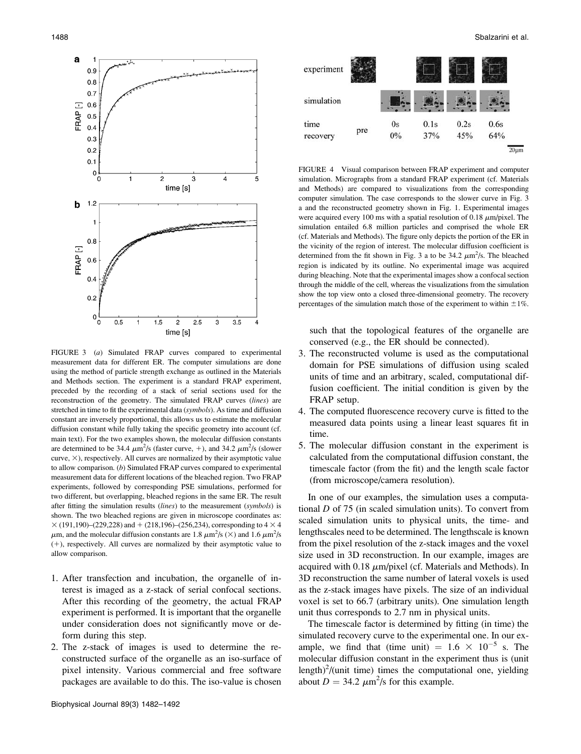FIGURE 3 (*a*) Simulated FRAP curves compared to experimental measurement data for different ER. The computer simulations are done using the method of particle strength exchange as outlined in the Materials and Methods section. The experiment is a standard FRAP experiment, preceded by the recording of a stack of serial sections used for the reconstruction of the geometry. The simulated FRAP curves (*lines*) are stretched in time to fit the experimental data (*symbols*). As time and diffusion constant are inversely proportional, this allows us to estimate the molecular diffusion constant while fully taking the specific geometry into account (cf. main text). For the two examples shown, the molecular diffusion constants are determined to be 34.4 $\mu m^2/s$ (faster curve, +), and 34.2 $\mu m^2/s$ (slower curve, ×), respectively. All curves are normalized by their asymptotic value to allow comparison. (*b*) Simulated FRAP curves compared to experimental measurement data for different locations of the bleached region. Two FRAP experiments, followed by corresponding PSE simulations, performed for two different, but overlapping, bleached regions in the same ER. The result after fitting the simulation results (*lines*) to the measurement (*symbols*) is shown. The two bleached regions are given in microscope coordinates as: × (191,190)–(229,228) and + (218,196)–(256,234), corresponding to 4 × 4 $\mu m$, and the molecular diffusion constants are 1.8 $\mu m^2/s$ (×) and 1.6 $\mu m^2/s$ (+), respectively. All curves are normalized by their asymptotic value to allow comparison.

1. After transfection and incubation, the organelle of interest is imaged as a z-stack of serial confocal sections. After this recording of the geometry, the actual FRAP experiment is performed. It is important that the organelle under consideration does not significantly move or deform during this step.
2. The z-stack of images is used to determine the reconstructed surface of the organelle as an iso-surface of pixel intensity. Various commercial and free software packages are available to do this. The iso-value is chosen such that the topological features of the organelle are conserved (e.g., the ER should be connected).
3. The reconstructed volume is used as the computational domain for PSE simulations of diffusion using scaled units of time and an arbitrary, scaled, computational diffusion coefficient. The initial condition is given by the FRAP setup.
4. The computed fluorescence recovery curve is fitted to the measured data points using a linear least squares fit in time.
5. The molecular diffusion constant in the experiment is calculated from the computational diffusion constant, the timescale factor (from the fit) and the length scale factor (from microscope/camera resolution).

FIGURE 4 Visual comparison between FRAP experiment and computer simulation. Micrographs from a standard FRAP experiment (cf. Materials and Methods) are compared to visualizations from the corresponding computer simulation. The case corresponds to the slower curve in Fig. 3 a and the reconstructed geometry shown in Fig. 1. Experimental images were acquired every 100 ms with a spatial resolution of 0.18 $\mu m$/pixel. The simulation entailed 6.8 million particles and comprised the whole ER (cf. Materials and Methods). The figure only depicts the portion of the ER in the vicinity of the region of interest. The molecular diffusion coefficient is determined from the fit shown in Fig. 3 a to be 34.2 $\mu m^2/s$. The bleached region is indicated by its outline. No experimental image was acquired during bleaching. Note that the experimental images show a confocal section through the middle of the cell, whereas the visualizations from the simulation show the top view onto a closed three-dimensional geometry. The recovery percentages of the simulation match those of the experiment to within ±1%.

In one of our examples, the simulation uses a computational $D$ of 75 (in scaled simulation units). To convert from scaled simulation units to physical units, the time- and lengthscales need to be determined. The lengthscale is known from the pixel resolution of the z-stack images and the voxel size used in 3D reconstruction. In our example, images are acquired with 0.18 $\mu m$/pixel (cf. Materials and Methods). In 3D reconstruction the same number of lateral voxels is used as the z-stack images have pixels. The size of an individual voxel is set to 66.7 (arbitrary units). One simulation length unit thus corresponds to 2.7 nm in physical units.

The timescale factor is determined by fitting (in time) the simulated recovery curve to the experimental one. In our example, we find that (time unit) = $1.6 \times 10^{-5}$ s. The molecular diffusion constant in the experiment thus is (unit length)$^2$/(unit time) times the computational one, yielding about $D = 34.2\ \mu m^2/s$ for this example.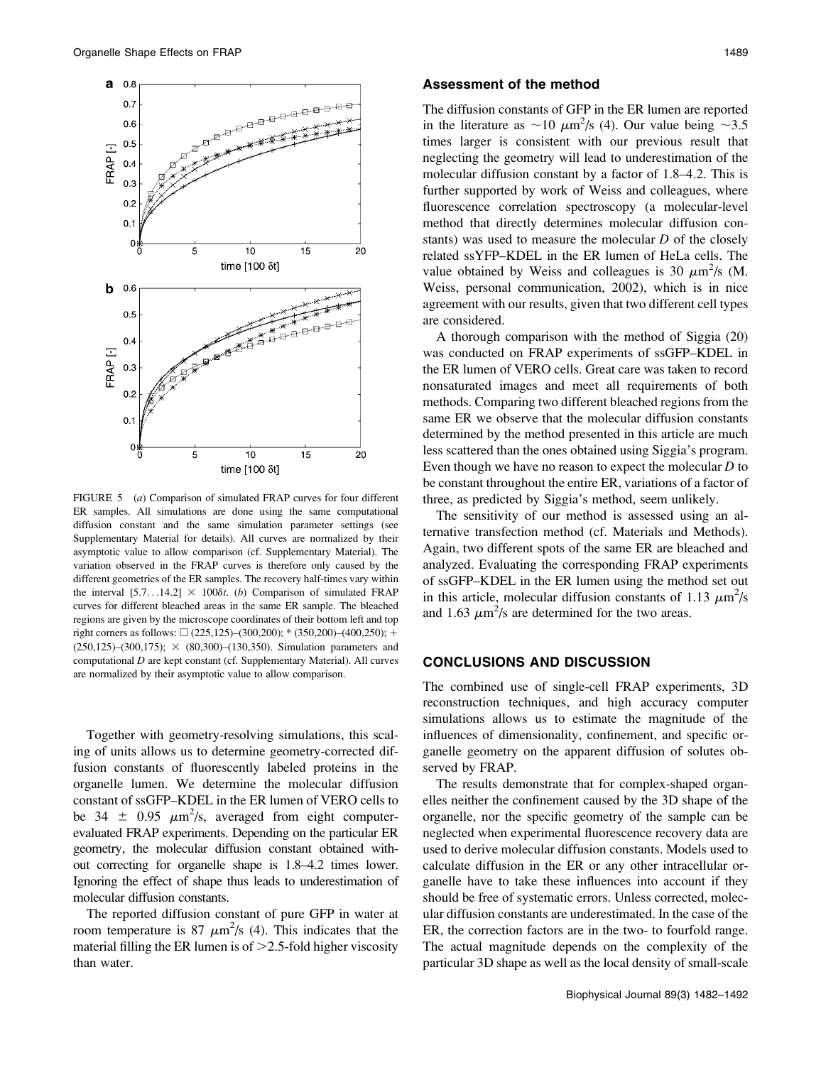FIGURE 5 (*a*) Comparison of simulated FRAP curves for four different ER samples. All simulations are done using the same computational diffusion constant and the same simulation parameter settings (see Supplementary Material for details). All curves are normalized by their asymptotic value to allow comparison (cf. Supplementary Material). The variation observed in the FRAP curves is therefore only caused by the different geometries of the ER samples. The recovery half-times vary within the interval $[5.7\ldots14.2] \times 100\delta t$. (*b*) Comparison of simulated FRAP curves for different bleached areas in the same ER sample. The bleached regions are given by the microscope coordinates of their bottom left and top right corners as follows: □ (225,125)–(300,200); * (350,200)–(400,250); + (250,125)–(300,175); × (80,300)–(130,350). Simulation parameters and computational *D* are kept constant (cf. Supplementary Material). All curves are normalized by their asymptotic value to allow comparison.

Together with geometry-resolving simulations, this scaling of units allows us to determine geometry-corrected diffusion constants of fluorescently labeled proteins in the organelle lumen. We determine the molecular diffusion constant of ssGFP–KDEL in the ER lumen of VERO cells to be $34 \pm 0.95$ $\mu m^2/s$, averaged from eight computer-evaluated FRAP experiments. Depending on the particular ER geometry, the molecular diffusion constant obtained without correcting for organelle shape is 1.8–4.2 times lower. Ignoring the effect of shape thus leads to underestimation of molecular diffusion constants.

The reported diffusion constant of pure GFP in water at room temperature is 87 $\mu m^2/s$ (4). This indicates that the material filling the ER lumen is of >2.5-fold higher viscosity than water.

### Assessment of the method

The diffusion constants of GFP in the ER lumen are reported in the literature as ~10 $\mu m^2/s$ (4). Our value being ~3.5 times larger is consistent with our previous result that neglecting the geometry will lead to underestimation of the molecular diffusion constant by a factor of 1.8–4.2. This is further supported by work of Weiss and colleagues, where fluorescence correlation spectroscopy (a molecular-level method that directly determines molecular diffusion constants) was used to measure the molecular *D* of the closely related ssYFP–KDEL in the ER lumen of HeLa cells. The value obtained by Weiss and colleagues is 30 $\mu m^2/s$ (M. Weiss, personal communication, 2002), which is in nice agreement with our results, given that two different cell types are considered.

A thorough comparison with the method of Siggia (20) was conducted on FRAP experiments of ssGFP–KDEL in the ER lumen of VERO cells. Great care was taken to record nonsaturated images and meet all requirements of both methods. Comparing two different bleached regions from the same ER we observe that the molecular diffusion constants determined by the method presented in this article are much less scattered than the ones obtained using Siggia's program. Even though we have no reason to expect the molecular *D* to be constant throughout the entire ER, variations of a factor of three, as predicted by Siggia's method, seem unlikely.

The sensitivity of our method is assessed using an alternative transfection method (cf. Materials and Methods). Again, two different spots of the same ER are bleached and analyzed. Evaluating the corresponding FRAP experiments of ssGFP–KDEL in the ER lumen using the method set out in this article, molecular diffusion constants of 1.13 $\mu m^2/s$ and 1.63 $\mu m^2/s$ are determined for the two areas.

## CONCLUSIONS AND DISCUSSION

The combined use of single-cell FRAP experiments, 3D reconstruction techniques, and high accuracy computer simulations allows us to estimate the magnitude of the influences of dimensionality, confinement, and specific organelle geometry on the apparent diffusion of solutes observed by FRAP.

The results demonstrate that for complex-shaped organelles neither the confinement caused by the 3D shape of the organelle, nor the specific geometry of the sample can be neglected when experimental fluorescence recovery data are used to derive molecular diffusion constants. Models used to calculate diffusion in the ER or any other intracellular organelle have to take these influences into account if they should be free of systematic errors. Unless corrected, molecular diffusion constants are underestimated. In the case of the ER, the correction factors are in the two- to fourfold range. The actual magnitude depends on the complexity of the particular 3D shape as well as the local density of small-scale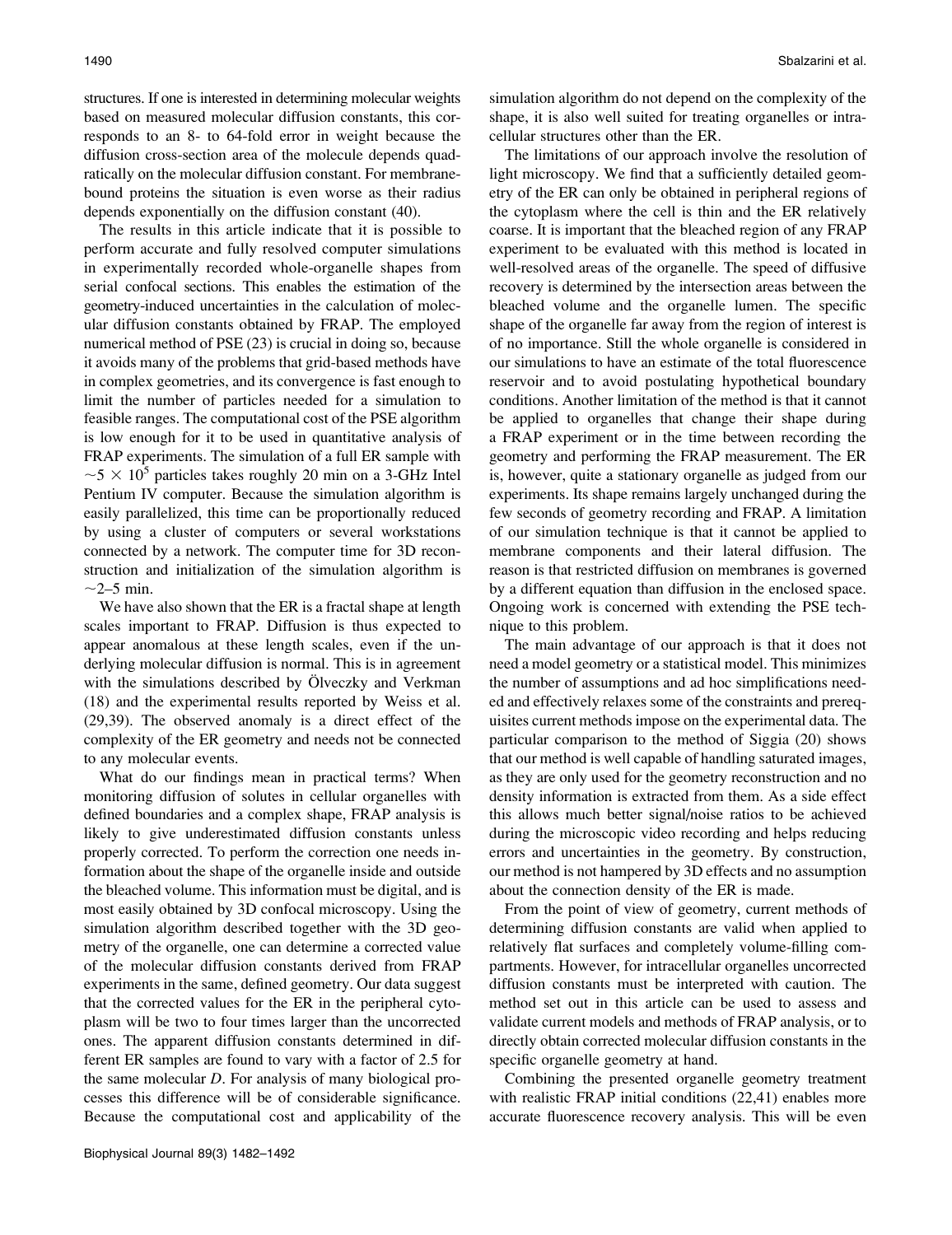structures. If one is interested in determining molecular weights based on measured molecular diffusion constants, this corresponds to an 8- to 64-fold error in weight because the diffusion cross-section area of the molecule depends quadratically on the molecular diffusion constant. For membrane-bound proteins the situation is even worse as their radius depends exponentially on the diffusion constant (40).

The results in this article indicate that it is possible to perform accurate and fully resolved computer simulations in experimentally recorded whole-organelle shapes from serial confocal sections. This enables the estimation of the geometry-induced uncertainties in the calculation of molecular diffusion constants obtained by FRAP. The employed numerical method of PSE (23) is crucial in doing so, because it avoids many of the problems that grid-based methods have in complex geometries, and its convergence is fast enough to limit the number of particles needed for a simulation to feasible ranges. The computational cost of the PSE algorithm is low enough for it to be used in quantitative analysis of FRAP experiments. The simulation of a full ER sample with $\sim 5 \times 10^5$ particles takes roughly 20 min on a 3-GHz Intel Pentium IV computer. Because the simulation algorithm is easily parallelized, this time can be proportionally reduced by using a cluster of computers or several workstations connected by a network. The computer time for 3D reconstruction and initialization of the simulation algorithm is $\sim$2–5 min.

We have also shown that the ER is a fractal shape at length scales important to FRAP. Diffusion is thus expected to appear anomalous at these length scales, even if the underlying molecular diffusion is normal. This is in agreement with the simulations described by Ölveczky and Verkman (18) and the experimental results reported by Weiss et al. (29,39). The observed anomaly is a direct effect of the complexity of the ER geometry and needs not be connected to any molecular events.

What do our findings mean in practical terms? When monitoring diffusion of solutes in cellular organelles with defined boundaries and a complex shape, FRAP analysis is likely to give underestimated diffusion constants unless properly corrected. To perform the correction one needs information about the shape of the organelle inside and outside the bleached volume. This information must be digital, and is most easily obtained by 3D confocal microscopy. Using the simulation algorithm described together with the 3D geometry of the organelle, one can determine a corrected value of the molecular diffusion constants derived from FRAP experiments in the same, defined geometry. Our data suggest that the corrected values for the ER in the peripheral cytoplasm will be two to four times larger than the uncorrected ones. The apparent diffusion constants determined in different ER samples are found to vary with a factor of 2.5 for the same molecular $D$. For analysis of many biological processes this difference will be of considerable significance. Because the computational cost and applicability of the simulation algorithm do not depend on the complexity of the shape, it is also well suited for treating organelles or intracellular structures other than the ER.

The limitations of our approach involve the resolution of light microscopy. We find that a sufficiently detailed geometry of the ER can only be obtained in peripheral regions of the cytoplasm where the cell is thin and the ER relatively coarse. It is important that the bleached region of any FRAP experiment to be evaluated with this method is located in well-resolved areas of the organelle. The speed of diffusive recovery is determined by the intersection areas between the bleached volume and the organelle lumen. The specific shape of the organelle far away from the region of interest is of no importance. Still the whole organelle is considered in our simulations to have an estimate of the total fluorescence reservoir and to avoid postulating hypothetical boundary conditions. Another limitation of the method is that it cannot be applied to organelles that change their shape during a FRAP experiment or in the time between recording the geometry and performing the FRAP measurement. The ER is, however, quite a stationary organelle as judged from our experiments. Its shape remains largely unchanged during the few seconds of geometry recording and FRAP. A limitation of our simulation technique is that it cannot be applied to membrane components and their lateral diffusion. The reason is that restricted diffusion on membranes is governed by a different equation than diffusion in the enclosed space. Ongoing work is concerned with extending the PSE technique to this problem.

The main advantage of our approach is that it does not need a model geometry or a statistical model. This minimizes the number of assumptions and ad hoc simplifications needed and effectively relaxes some of the constraints and prerequisites current methods impose on the experimental data. The particular comparison to the method of Siggia (20) shows that our method is well capable of handling saturated images, as they are only used for the geometry reconstruction and no density information is extracted from them. As a side effect this allows much better signal/noise ratios to be achieved during the microscopic video recording and helps reducing errors and uncertainties in the geometry. By construction, our method is not hampered by 3D effects and no assumption about the connection density of the ER is made.

From the point of view of geometry, current methods of determining diffusion constants are valid when applied to relatively flat surfaces and completely volume-filling compartments. However, for intracellular organelles uncorrected diffusion constants must be interpreted with caution. The method set out in this article can be used to assess and validate current models and methods of FRAP analysis, or to directly obtain corrected molecular diffusion constants in the specific organelle geometry at hand.

Combining the presented organelle geometry treatment with realistic FRAP initial conditions (22,41) enables more accurate fluorescence recovery analysis. This will be even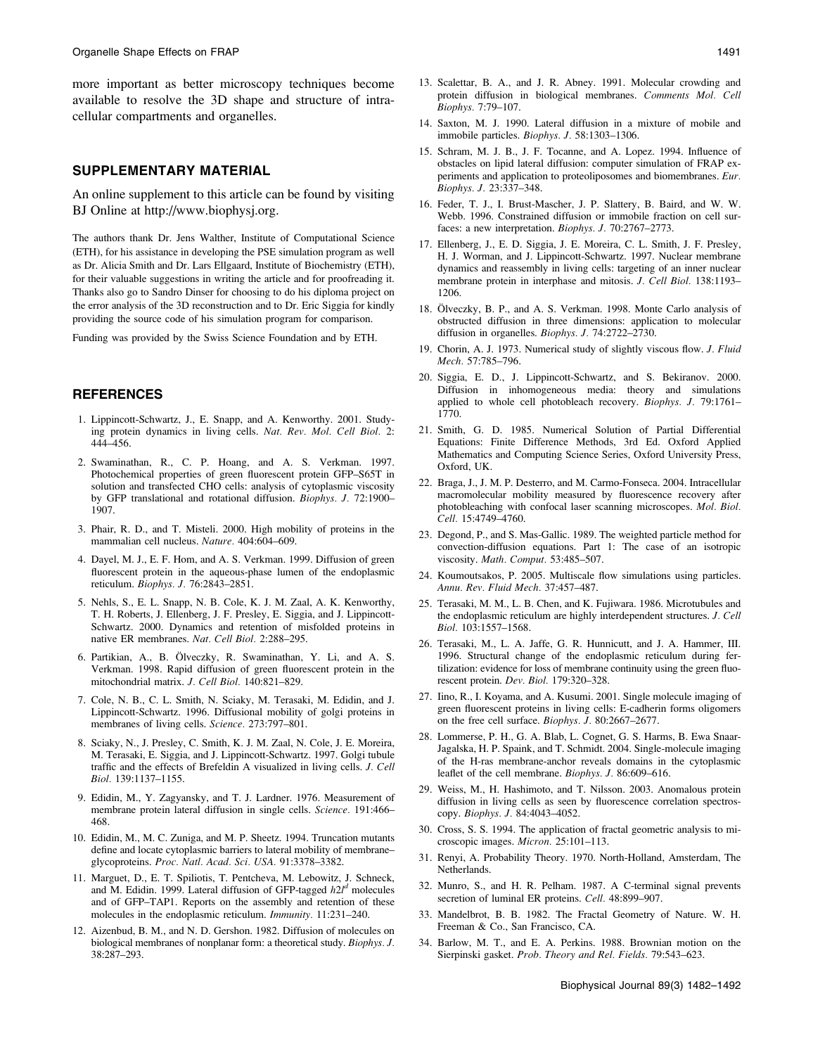more important as better microscopy techniques become available to resolve the 3D shape and structure of intracellular compartments and organelles.

## SUPPLEMENTARY MATERIAL

An online supplement to this article can be found by visiting BJ Online at http://www.biophysj.org.

The authors thank Dr. Jens Walther, Institute of Computational Science (ETH), for his assistance in developing the PSE simulation program as well as Dr. Alicia Smith and Dr. Lars Ellgaard, Institute of Biochemistry (ETH), for their valuable suggestions in writing the article and for proofreading it. Thanks also go to Sandro Dinser for choosing to do his diploma project on the error analysis of the 3D reconstruction and to Dr. Eric Siggia for kindly providing the source code of his simulation program for comparison.

Funding was provided by the Swiss Science Foundation and by ETH.

## REFERENCES

1. Lippincott-Schwartz, J., E. Snapp, and A. Kenworthy. 2001. Studying protein dynamics in living cells. *Nat. Rev. Mol. Cell Biol.* 2: 444–456.
2. Swaminathan, R., C. P. Hoang, and A. S. Verkman. 1997. Photochemical properties of green fluorescent protein GFP–S65T in solution and transfected CHO cells: analysis of cytoplasmic viscosity by GFP translational and rotational diffusion. *Biophys. J.* 72:1900–1907.
3. Phair, R. D., and T. Misteli. 2000. High mobility of proteins in the mammalian cell nucleus. *Nature*. 404:604–609.
4. Dayel, M. J., E. F. Hom, and A. S. Verkman. 1999. Diffusion of green fluorescent protein in the aqueous-phase lumen of the endoplasmic reticulum. *Biophys. J.* 76:2843–2851.
5. Nehls, S., E. L. Snapp, N. B. Cole, K. J. M. Zaal, A. K. Kenworthy, T. H. Roberts, J. Ellenberg, J. F. Presley, E. Siggia, and J. Lippincott-Schwartz. 2000. Dynamics and retention of misfolded proteins in native ER membranes. *Nat. Cell Biol.* 2:288–295.
6. Partikian, A., B. Ölveczky, R. Swaminathan, Y. Li, and A. S. Verkman. 1998. Rapid diffusion of green fluorescent protein in the mitochondrial matrix. *J. Cell Biol.* 140:821–829.
7. Cole, N. B., C. L. Smith, N. Sciaky, M. Terasaki, M. Edidin, and J. Lippincott-Schwartz. 1996. Diffusional mobility of golgi proteins in membranes of living cells. *Science*. 273:797–801.
8. Sciaky, N., J. Presley, C. Smith, K. J. M. Zaal, N. Cole, J. E. Moreira, M. Terasaki, E. Siggia, and J. Lippincott-Schwartz. 1997. Golgi tubule traffic and the effects of Brefeldin A visualized in living cells. *J. Cell Biol.* 139:1137–1155.
9. Edidin, M., Y. Zagyansky, and T. J. Lardner. 1976. Measurement of membrane protein lateral diffusion in single cells. *Science*. 191:466–468.
10. Edidin, M., M. C. Zuniga, and M. P. Sheetz. 1994. Truncation mutants define and locate cytoplasmic barriers to lateral mobility of membrane–glycoproteins. *Proc. Natl. Acad. Sci. USA*. 91:3378–3382.
11. Marguet, D., E. T. Spiliotis, T. Pentcheva, M. Lebowitz, J. Schneck, and M. Edidin. 1999. Lateral diffusion of GFP-tagged $h2l^d$ molecules and of GFP–TAP1. Reports on the assembly and retention of these molecules in the endoplasmic reticulum. *Immunity*. 11:231–240.
12. Aizenbud, B. M., and N. D. Gershon. 1982. Diffusion of molecules on biological membranes of nonplanar form: a theoretical study. *Biophys. J.* 38:287–293.
13. Scalettar, B. A., and J. R. Abney. 1991. Molecular crowding and protein diffusion in biological membranes. *Comments Mol. Cell Biophys.* 7:79–107.
14. Saxton, M. J. 1990. Lateral diffusion in a mixture of mobile and immobile particles. *Biophys. J.* 58:1303–1306.
15. Schram, M. J. B., J. F. Tocanne, and A. Lopez. 1994. Influence of obstacles on lipid lateral diffusion: computer simulation of FRAP experiments and application to proteoliposomes and biomembranes. *Eur. Biophys. J.* 23:337–348.
16. Feder, T. J., I. Brust-Mascher, J. P. Slattery, B. Baird, and W. W. Webb. 1996. Constrained diffusion or immobile fraction on cell surfaces: a new interpretation. *Biophys. J.* 70:2767–2773.
17. Ellenberg, J., E. D. Siggia, J. E. Moreira, C. L. Smith, J. F. Presley, H. J. Worman, and J. Lippincott-Schwartz. 1997. Nuclear membrane dynamics and reassembly in living cells: targeting of an inner nuclear membrane protein in interphase and mitosis. *J. Cell Biol.* 138:1193–1206.
18. Ölveczky, B. P., and A. S. Verkman. 1998. Monte Carlo analysis of obstructed diffusion in three dimensions: application to molecular diffusion in organelles. *Biophys. J.* 74:2722–2730.
19. Chorin, A. J. 1973. Numerical study of slightly viscous flow. *J. Fluid Mech.* 57:785–796.
20. Siggia, E. D., J. Lippincott-Schwartz, and S. Bekiranov. 2000. Diffusion in inhomogeneous media: theory and simulations applied to whole cell photobleach recovery. *Biophys. J.* 79:1761–1770.
21. Smith, G. D. 1985. Numerical Solution of Partial Differential Equations: Finite Difference Methods, 3rd Ed. Oxford Applied Mathematics and Computing Science Series, Oxford University Press, Oxford, UK.
22. Braga, J., J. M. P. Desterro, and M. Carmo-Fonseca. 2004. Intracellular macromolecular mobility measured by fluorescence recovery after photobleaching with confocal laser scanning microscopes. *Mol. Biol. Cell.* 15:4749–4760.
23. Degond, P., and S. Mas-Gallic. 1989. The weighted particle method for convection-diffusion equations. Part 1: The case of an isotropic viscosity. *Math. Comput.* 53:485–507.
24. Koumoutsakos, P. 2005. Multiscale flow simulations using particles. *Annu. Rev. Fluid Mech.* 37:457–487.
25. Terasaki, M. M., L. B. Chen, and K. Fujiwara. 1986. Microtubules and the endoplasmic reticulum are highly interdependent structures. *J. Cell Biol.* 103:1557–1568.
26. Terasaki, M., L. A. Jaffe, G. R. Hunnicutt, and J. A. Hammer, III. 1996. Structural change of the endoplasmic reticulum during fertilization: evidence for loss of membrane continuity using the green fluorescent protein. *Dev. Biol.* 179:320–328.
27. Iino, R., I. Koyama, and A. Kusumi. 2001. Single molecule imaging of green fluorescent proteins in living cells: E-cadherin forms oligomers on the free cell surface. *Biophys. J.* 80:2667–2677.
28. Lommerse, P. H., G. A. Blab, L. Cognet, G. S. Harms, B. Ewa Snaar-Jagalska, H. P. Spaink, and T. Schmidt. 2004. Single-molecule imaging of the H-ras membrane-anchor reveals domains in the cytoplasmic leaflet of the cell membrane. *Biophys. J.* 86:609–616.
29. Weiss, M., H. Hashimoto, and T. Nilsson. 2003. Anomalous protein diffusion in living cells as seen by fluorescence correlation spectroscopy. *Biophys. J.* 84:4043–4052.
30. Cross, S. S. 1994. The application of fractal geometric analysis to microscopic images. *Micron*. 25:101–113.
31. Renyi, A. Probability Theory. 1970. North-Holland, Amsterdam, The Netherlands.
32. Munro, S., and H. R. Pelham. 1987. A C-terminal signal prevents secretion of luminal ER proteins. *Cell*. 48:899–907.
33. Mandelbrot, B. B. 1982. The Fractal Geometry of Nature. W. H. Freeman & Co., San Francisco, CA.
34. Barlow, M. T., and E. A. Perkins. 1988. Brownian motion on the Sierpinski gasket. *Prob. Theory and Rel. Fields.* 79:543–623.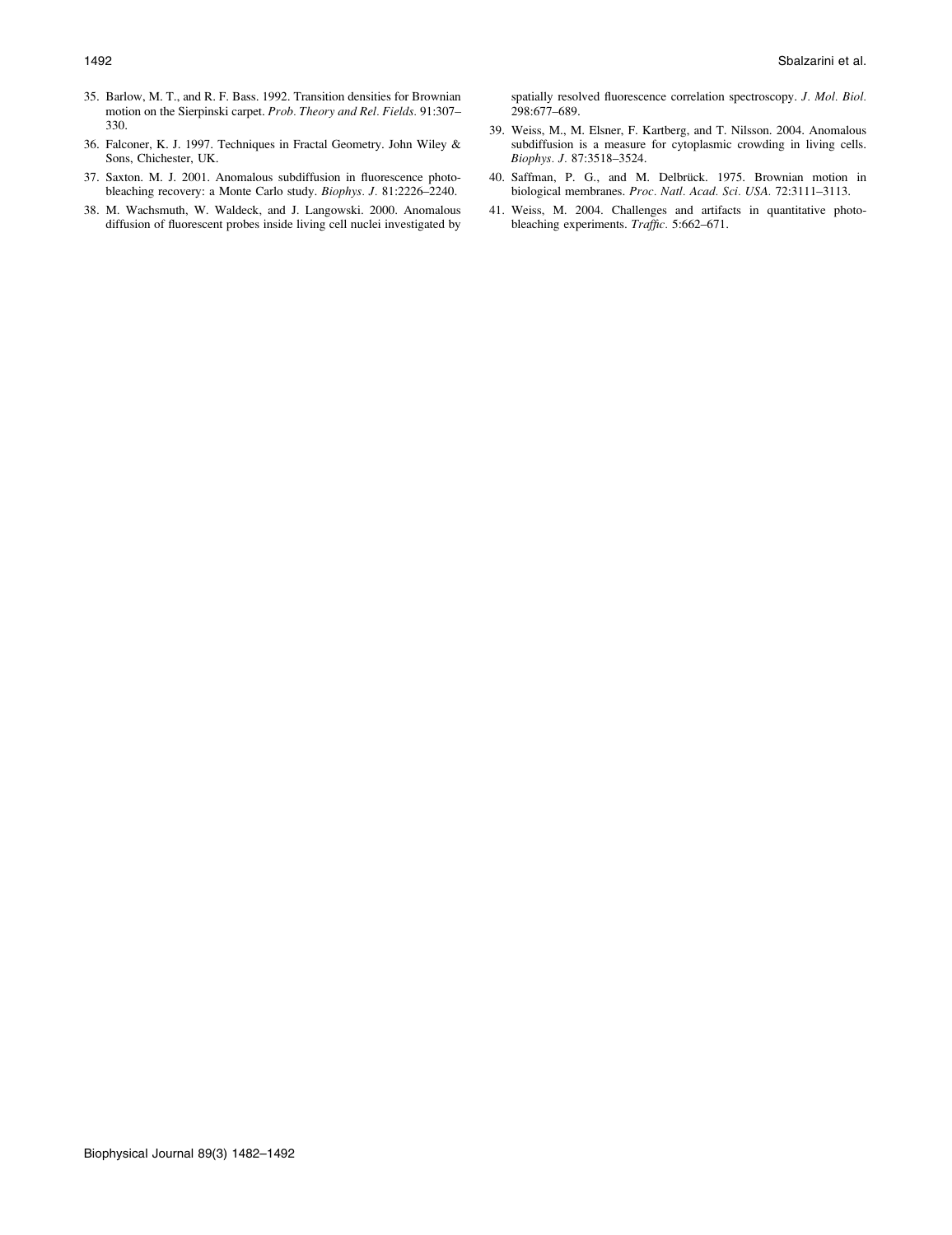35. Barlow, M. T., and R. F. Bass. 1992. Transition densities for Brownian motion on the Sierpinski carpet. *Prob. Theory and Rel. Fields.* 91:307–330.

36. Falconer, K. J. 1997. Techniques in Fractal Geometry. John Wiley & Sons, Chichester, UK.

37. Saxton. M. J. 2001. Anomalous subdiffusion in fluorescence photobleaching recovery: a Monte Carlo study. *Biophys. J.* 81:2226–2240.

38. M. Wachsmuth, W. Waldeck, and J. Langowski. 2000. Anomalous diffusion of fluorescent probes inside living cell nuclei investigated by spatially resolved fluorescence correlation spectroscopy. *J. Mol. Biol.* 298:677–689.

39. Weiss, M., M. Elsner, F. Kartberg, and T. Nilsson. 2004. Anomalous subdiffusion is a measure for cytoplasmic crowding in living cells. *Biophys. J.* 87:3518–3524.

40. Saffman, P. G., and M. Delbrück. 1975. Brownian motion in biological membranes. *Proc. Natl. Acad. Sci. USA.* 72:3111–3113.

41. Weiss, M. 2004. Challenges and artifacts in quantitative photobleaching experiments. *Traffic.* 5:662–671.